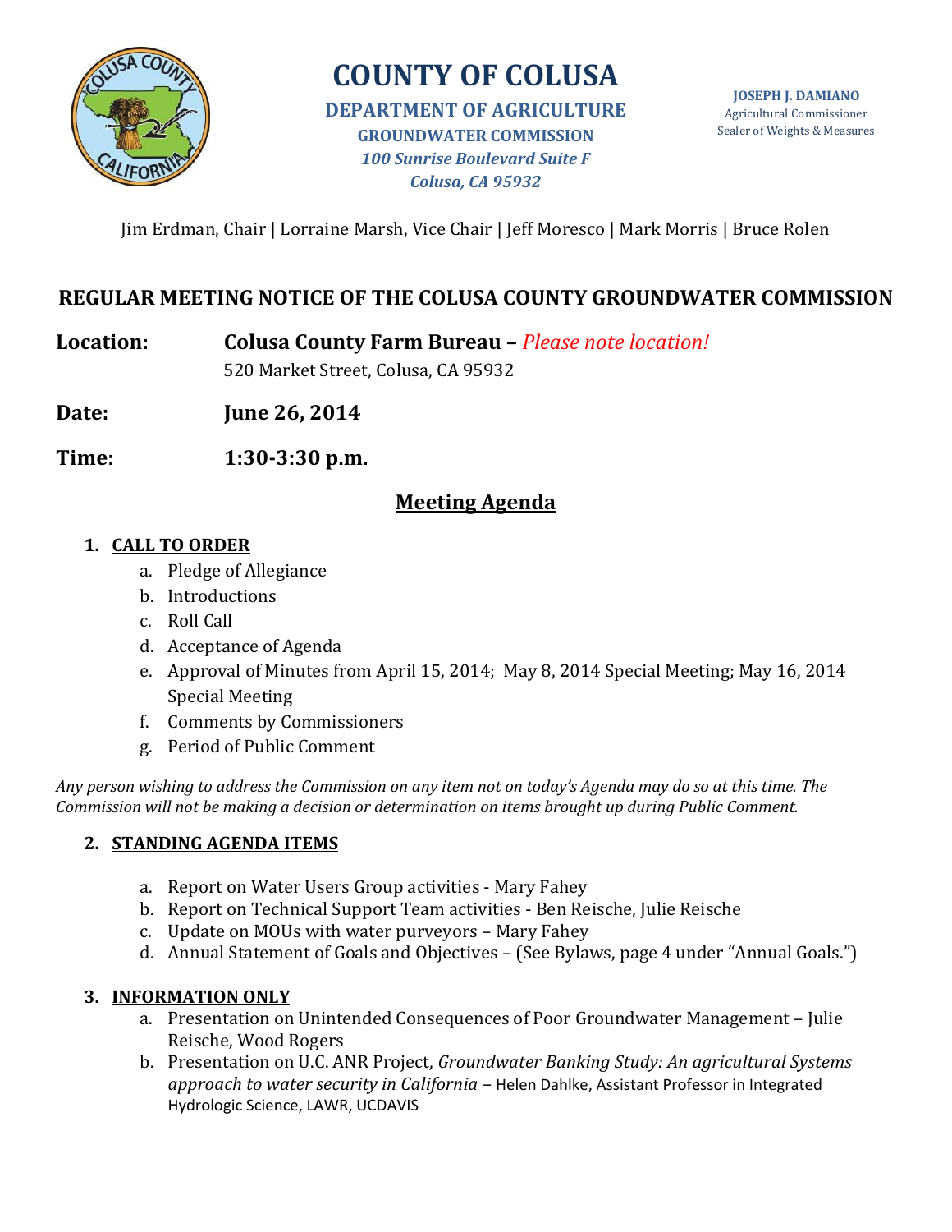# COUNTY OF COLUSA

**DEPARTMENT OF AGRICULTURE**
**GROUNDWATER COMMISSION**
*100 Sunrise Boulevard Suite F*
*Colusa, CA 95932*

**JOSEPH J. DAMIANO**
Agricultural Commissioner
Sealer of Weights & Measures

Jim Erdman, Chair | Lorraine Marsh, Vice Chair | Jeff Moresco | Mark Morris | Bruce Rolen

## REGULAR MEETING NOTICE OF THE COLUSA COUNTY GROUNDWATER COMMISSION

**Location:** **Colusa County Farm Bureau –** *Please note location!*
520 Market Street, Colusa, CA 95932

**Date:** **June 26, 2014**

**Time:** **1:30-3:30 p.m.**

## Meeting Agenda

1. **CALL TO ORDER**
   a. Pledge of Allegiance
   b. Introductions
   c. Roll Call
   d. Acceptance of Agenda
   e. Approval of Minutes from April 15, 2014; May 8, 2014 Special Meeting; May 16, 2014 Special Meeting
   f. Comments by Commissioners
   g. Period of Public Comment

*Any person wishing to address the Commission on any item not on today's Agenda may do so at this time. The Commission will not be making a decision or determination on items brought up during Public Comment.*

2. **STANDING AGENDA ITEMS**
   a. Report on Water Users Group activities - Mary Fahey
   b. Report on Technical Support Team activities - Ben Reische, Julie Reische
   c. Update on MOUs with water purveyors – Mary Fahey
   d. Annual Statement of Goals and Objectives – (See Bylaws, page 4 under "Annual Goals.")

3. **INFORMATION ONLY**
   a. Presentation on Unintended Consequences of Poor Groundwater Management – Julie Reische, Wood Rogers
   b. Presentation on U.C. ANR Project, *Groundwater Banking Study: An agricultural Systems approach to water security in California* – Helen Dahlke, Assistant Professor in Integrated Hydrologic Science, LAWR, UCDAVIS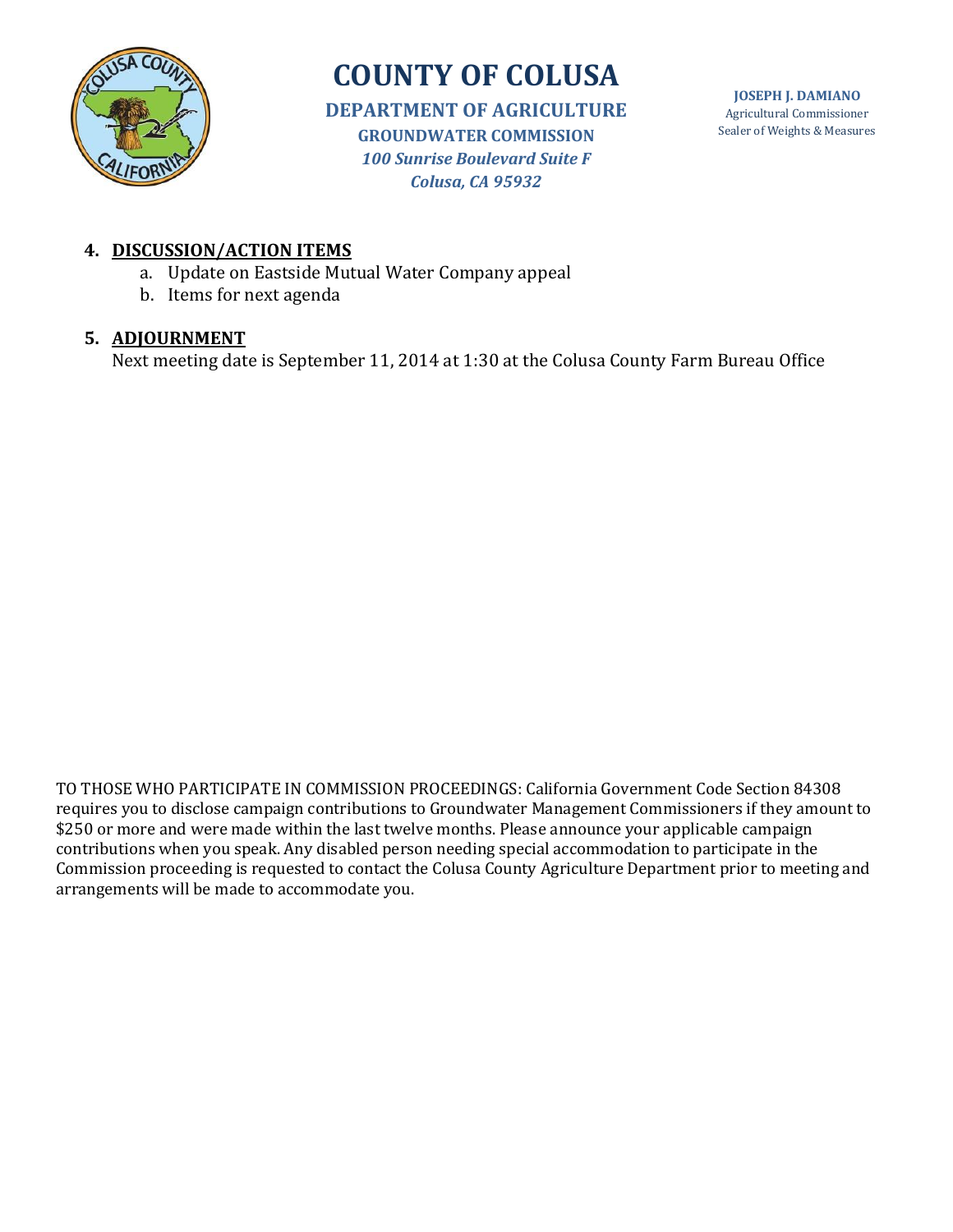# COUNTY OF COLUSA

**DEPARTMENT OF AGRICULTURE**
**GROUNDWATER COMMISSION**
***100 Sunrise Boulevard Suite F***
***Colusa, CA 95932***

**JOSEPH J. DAMIANO**
Agricultural Commissioner
Sealer of Weights & Measures

4. **DISCUSSION/ACTION ITEMS**
   a. Update on Eastside Mutual Water Company appeal
   b. Items for next agenda

5. **ADJOURNMENT**
   Next meeting date is September 11, 2014 at 1:30 at the Colusa County Farm Bureau Office

TO THOSE WHO PARTICIPATE IN COMMISSION PROCEEDINGS: California Government Code Section 84308 requires you to disclose campaign contributions to Groundwater Management Commissioners if they amount to $250 or more and were made within the last twelve months. Please announce your applicable campaign contributions when you speak. Any disabled person needing special accommodation to participate in the Commission proceeding is requested to contact the Colusa County Agriculture Department prior to meeting and arrangements will be made to accommodate you.